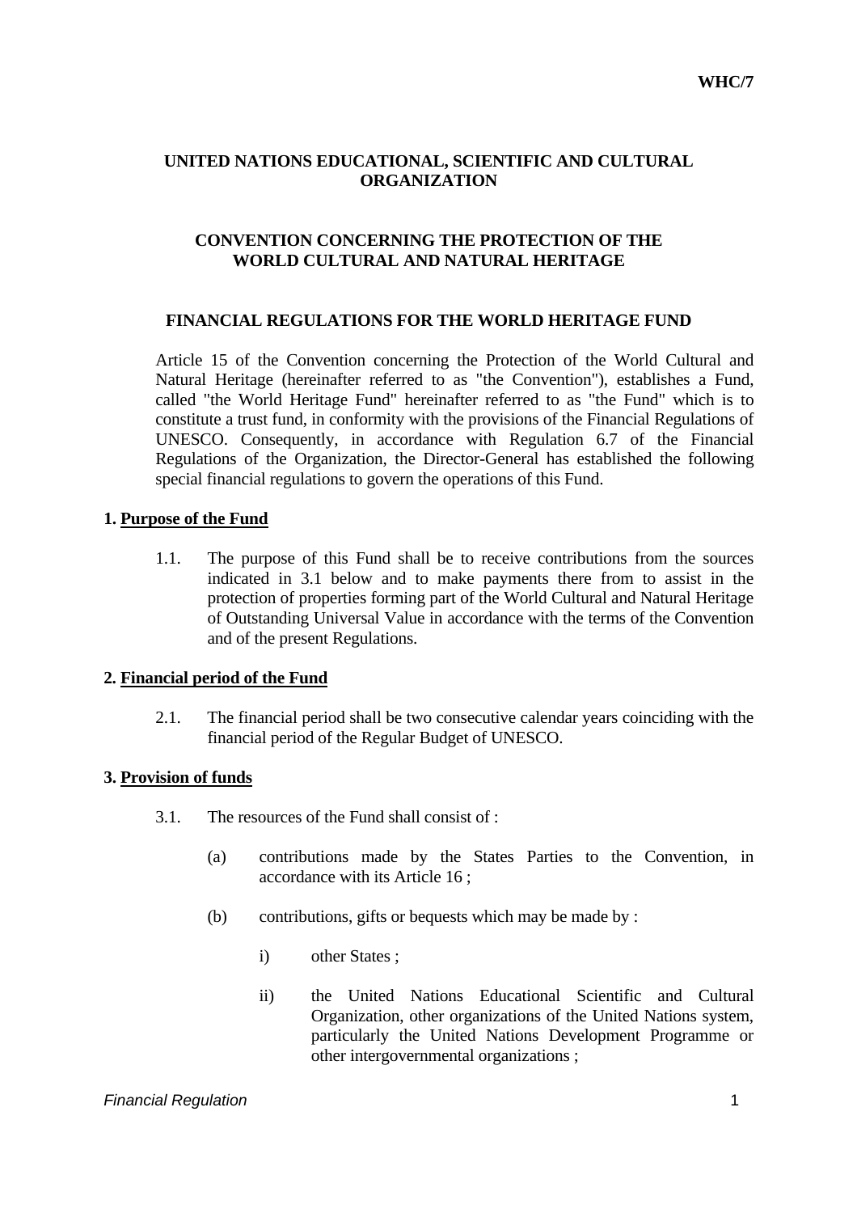**WHC/7**

**UNITED NATIONS EDUCATIONAL, SCIENTIFIC AND CULTURAL ORGANIZATION**

**CONVENTION CONCERNING THE PROTECTION OF THE WORLD CULTURAL AND NATURAL HERITAGE**

# FINANCIAL REGULATIONS FOR THE WORLD HERITAGE FUND

Article 15 of the Convention concerning the Protection of the World Cultural and Natural Heritage (hereinafter referred to as "the Convention"), establishes a Fund, called "the World Heritage Fund" hereinafter referred to as "the Fund" which is to constitute a trust fund, in conformity with the provisions of the Financial Regulations of UNESCO. Consequently, in accordance with Regulation 6.7 of the Financial Regulations of the Organization, the Director-General has established the following special financial regulations to govern the operations of this Fund.

## 1. Purpose of the Fund

1.1. The purpose of this Fund shall be to receive contributions from the sources indicated in 3.1 below and to make payments there from to assist in the protection of properties forming part of the World Cultural and Natural Heritage of Outstanding Universal Value in accordance with the terms of the Convention and of the present Regulations.

## 2. Financial period of the Fund

2.1. The financial period shall be two consecutive calendar years coinciding with the financial period of the Regular Budget of UNESCO.

## 3. Provision of funds

3.1. The resources of the Fund shall consist of :

(a) contributions made by the States Parties to the Convention, in accordance with its Article 16 ;

(b) contributions, gifts or bequests which may be made by :

i) other States ;

ii) the United Nations Educational Scientific and Cultural Organization, other organizations of the United Nations system, particularly the United Nations Development Programme or other intergovernmental organizations ;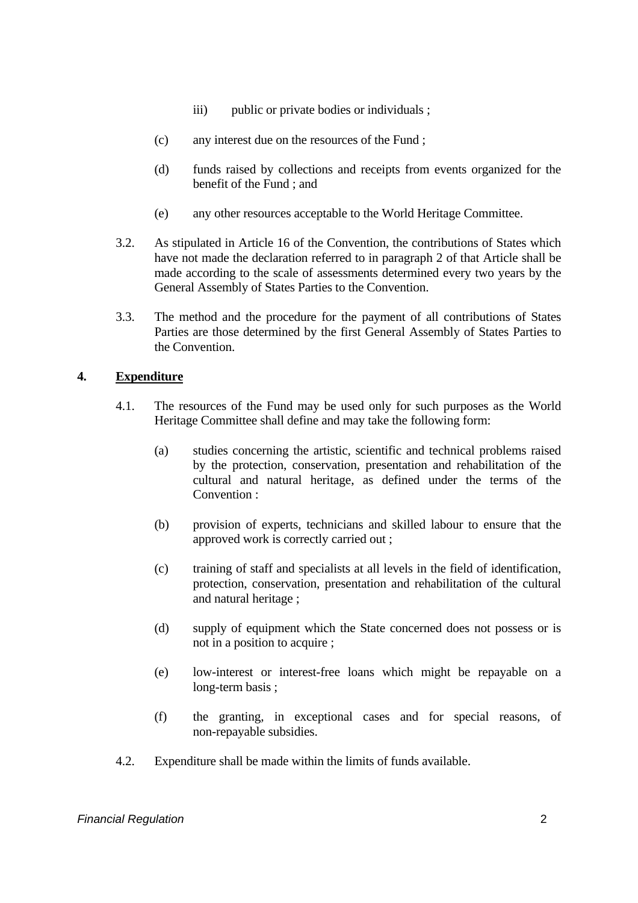iii) public or private bodies or individuals ;

(c) any interest due on the resources of the Fund ;

(d) funds raised by collections and receipts from events organized for the benefit of the Fund ; and

(e) any other resources acceptable to the World Heritage Committee.

3.2. As stipulated in Article 16 of the Convention, the contributions of States which have not made the declaration referred to in paragraph 2 of that Article shall be made according to the scale of assessments determined every two years by the General Assembly of States Parties to the Convention.

3.3. The method and the procedure for the payment of all contributions of States Parties are those determined by the first General Assembly of States Parties to the Convention.

## 4. <u>Expenditure</u>

4.1. The resources of the Fund may be used only for such purposes as the World Heritage Committee shall define and may take the following form:

(a) studies concerning the artistic, scientific and technical problems raised by the protection, conservation, presentation and rehabilitation of the cultural and natural heritage, as defined under the terms of the Convention :

(b) provision of experts, technicians and skilled labour to ensure that the approved work is correctly carried out ;

(c) training of staff and specialists at all levels in the field of identification, protection, conservation, presentation and rehabilitation of the cultural and natural heritage ;

(d) supply of equipment which the State concerned does not possess or is not in a position to acquire ;

(e) low-interest or interest-free loans which might be repayable on a long-term basis ;

(f) the granting, in exceptional cases and for special reasons, of non-repayable subsidies.

4.2. Expenditure shall be made within the limits of funds available.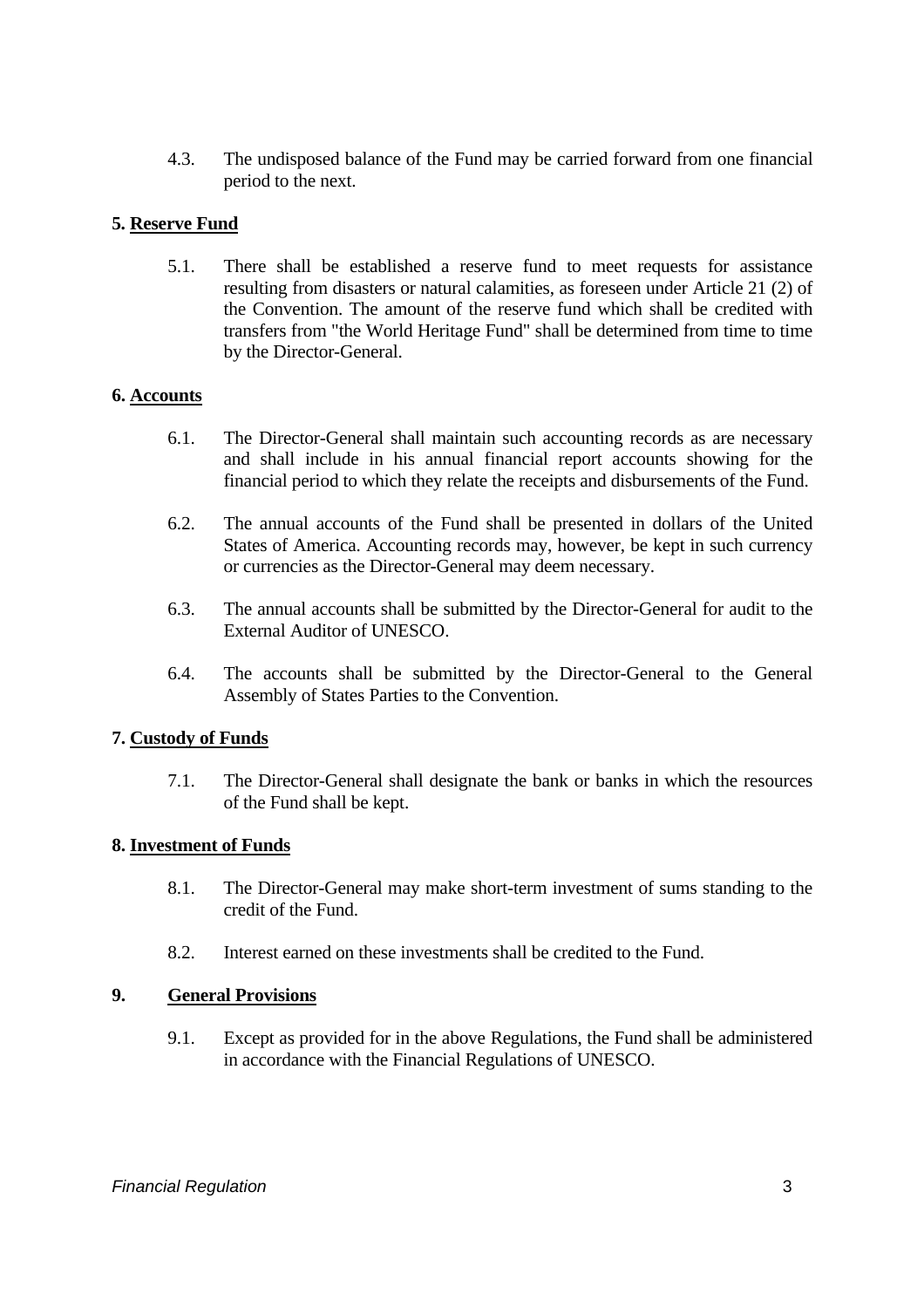4.3. The undisposed balance of the Fund may be carried forward from one financial period to the next.

## 5. Reserve Fund

5.1. There shall be established a reserve fund to meet requests for assistance resulting from disasters or natural calamities, as foreseen under Article 21 (2) of the Convention. The amount of the reserve fund which shall be credited with transfers from "the World Heritage Fund" shall be determined from time to time by the Director-General.

## 6. Accounts

6.1. The Director-General shall maintain such accounting records as are necessary and shall include in his annual financial report accounts showing for the financial period to which they relate the receipts and disbursements of the Fund.

6.2. The annual accounts of the Fund shall be presented in dollars of the United States of America. Accounting records may, however, be kept in such currency or currencies as the Director-General may deem necessary.

6.3. The annual accounts shall be submitted by the Director-General for audit to the External Auditor of UNESCO.

6.4. The accounts shall be submitted by the Director-General to the General Assembly of States Parties to the Convention.

## 7. Custody of Funds

7.1. The Director-General shall designate the bank or banks in which the resources of the Fund shall be kept.

## 8. Investment of Funds

8.1. The Director-General may make short-term investment of sums standing to the credit of the Fund.

8.2. Interest earned on these investments shall be credited to the Fund.

## 9. General Provisions

9.1. Except as provided for in the above Regulations, the Fund shall be administered in accordance with the Financial Regulations of UNESCO.